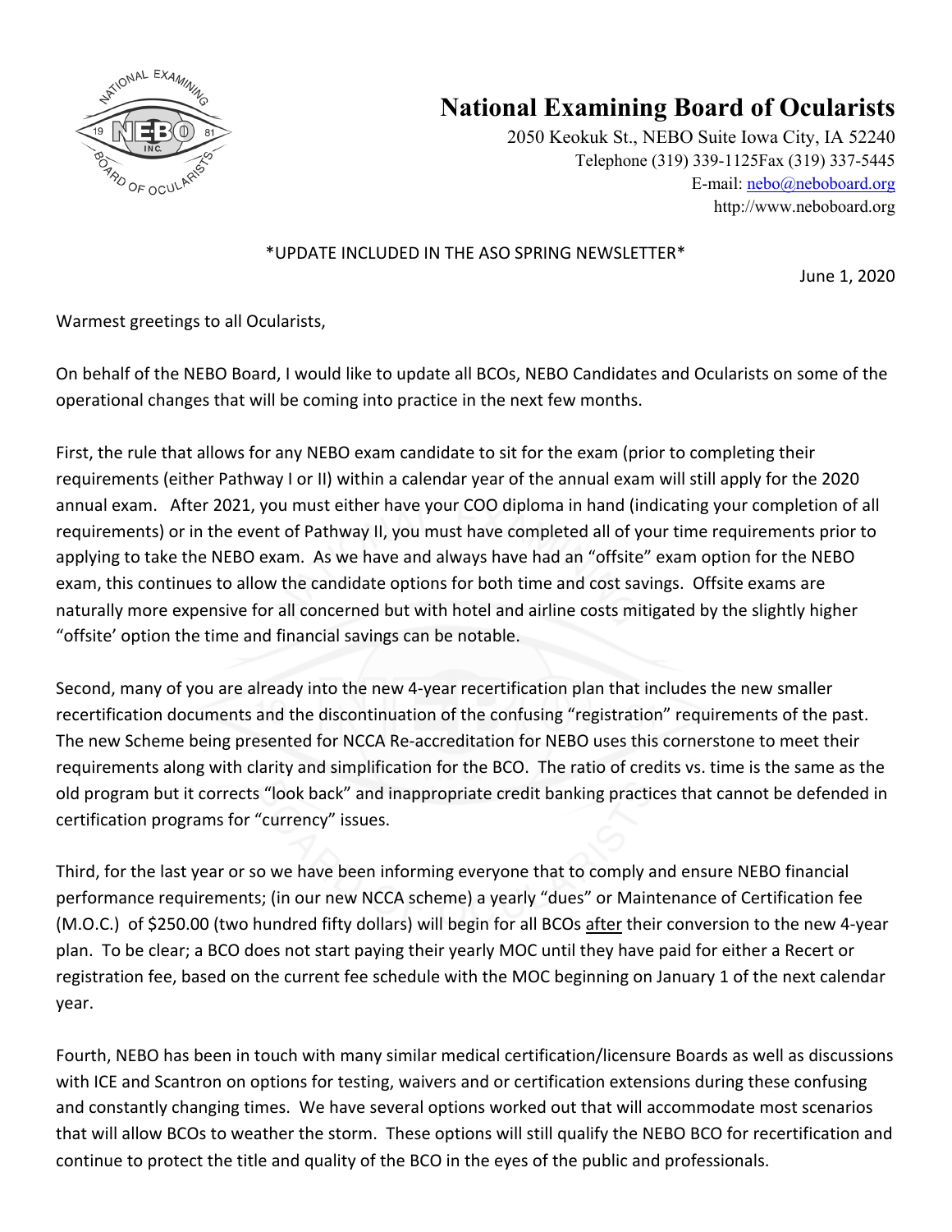# National Examining Board of Ocularists

2050 Keokuk St., NEBO Suite Iowa City, IA 52240
Telephone (319) 339-1125Fax (319) 337-5445
E-mail: nebo@neboboard.org
http://www.neboboard.org

\*UPDATE INCLUDED IN THE ASO SPRING NEWSLETTER\*

June 1, 2020

Warmest greetings to all Ocularists,

On behalf of the NEBO Board, I would like to update all BCOs, NEBO Candidates and Ocularists on some of the operational changes that will be coming into practice in the next few months.

First, the rule that allows for any NEBO exam candidate to sit for the exam (prior to completing their requirements (either Pathway I or II) within a calendar year of the annual exam will still apply for the 2020 annual exam. After 2021, you must either have your COO diploma in hand (indicating your completion of all requirements) or in the event of Pathway II, you must have completed all of your time requirements prior to applying to take the NEBO exam. As we have and always have had an "offsite" exam option for the NEBO exam, this continues to allow the candidate options for both time and cost savings. Offsite exams are naturally more expensive for all concerned but with hotel and airline costs mitigated by the slightly higher "offsite' option the time and financial savings can be notable.

Second, many of you are already into the new 4-year recertification plan that includes the new smaller recertification documents and the discontinuation of the confusing "registration" requirements of the past. The new Scheme being presented for NCCA Re-accreditation for NEBO uses this cornerstone to meet their requirements along with clarity and simplification for the BCO. The ratio of credits vs. time is the same as the old program but it corrects "look back" and inappropriate credit banking practices that cannot be defended in certification programs for "currency" issues.

Third, for the last year or so we have been informing everyone that to comply and ensure NEBO financial performance requirements; (in our new NCCA scheme) a yearly "dues" or Maintenance of Certification fee (M.O.C.) of $250.00 (two hundred fifty dollars) will begin for all BCOs <u>after</u> their conversion to the new 4-year plan. To be clear; a BCO does not start paying their yearly MOC until they have paid for either a Recert or registration fee, based on the current fee schedule with the MOC beginning on January 1 of the next calendar year.

Fourth, NEBO has been in touch with many similar medical certification/licensure Boards as well as discussions with ICE and Scantron on options for testing, waivers and or certification extensions during these confusing and constantly changing times. We have several options worked out that will accommodate most scenarios that will allow BCOs to weather the storm. These options will still qualify the NEBO BCO for recertification and continue to protect the title and quality of the BCO in the eyes of the public and professionals.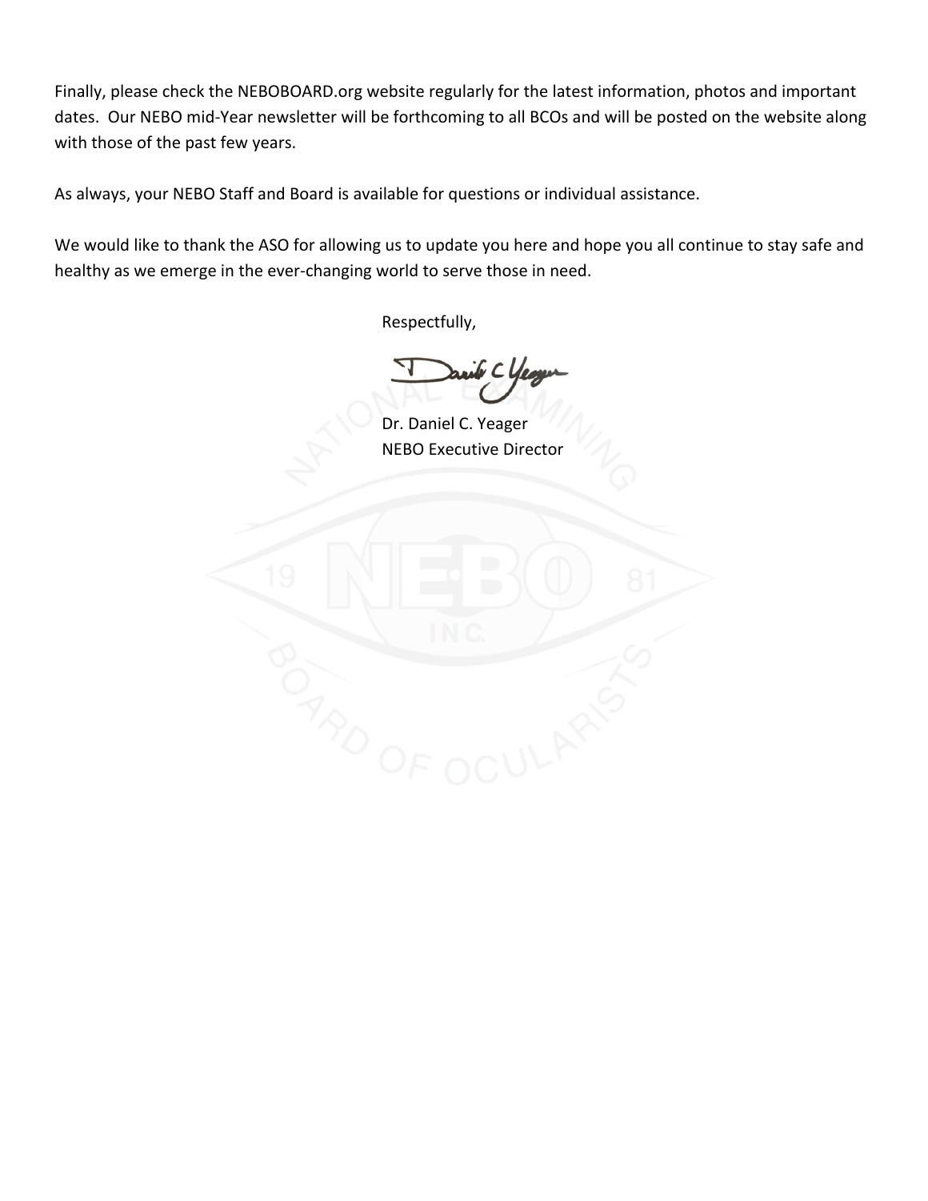Finally, please check the NEBOBOARD.org website regularly for the latest information, photos and important dates. Our NEBO mid-Year newsletter will be forthcoming to all BCOs and will be posted on the website along with those of the past few years.

As always, your NEBO Staff and Board is available for questions or individual assistance.

We would like to thank the ASO for allowing us to update you here and hope you all continue to stay safe and healthy as we emerge in the ever-changing world to serve those in need.

Respectfully,

Dr. Daniel C. Yeager
NEBO Executive Director